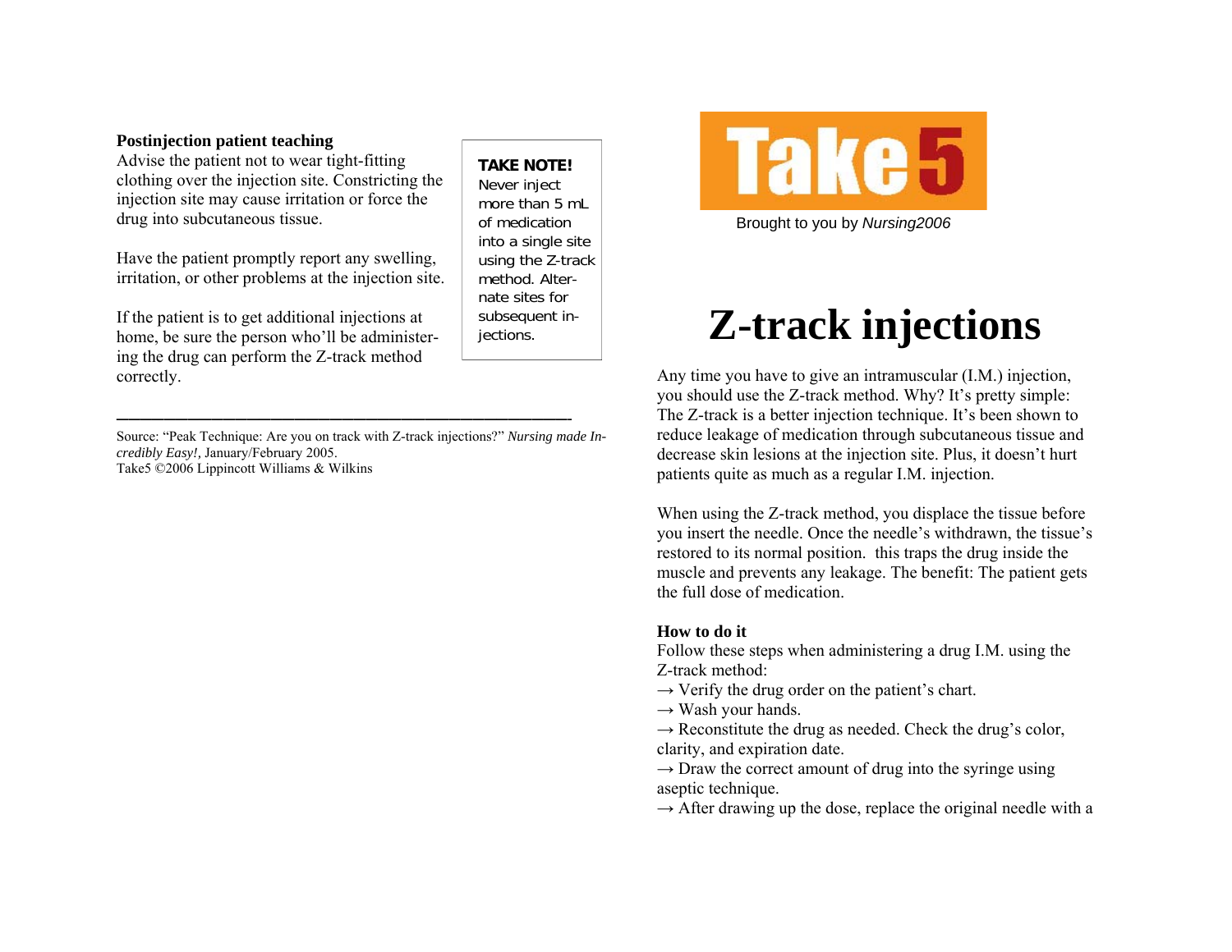Take5

Brought to you by *Nursing2006*

# Z-track injections

Any time you have to give an intramuscular (I.M.) injection, you should use the Z-track method. Why? It's pretty simple: The Z-track is a better injection technique. It's been shown to reduce leakage of medication through subcutaneous tissue and decrease skin lesions at the injection site. Plus, it doesn't hurt patients quite as much as a regular I.M. injection.

When using the Z-track method, you displace the tissue before you insert the needle. Once the needle's withdrawn, the tissue's restored to its normal position. this traps the drug inside the muscle and prevents any leakage. The benefit: The patient gets the full dose of medication.

**How to do it**

Follow these steps when administering a drug I.M. using the Z-track method:

→ Verify the drug order on the patient's chart.
→ Wash your hands.
→ Reconstitute the drug as needed. Check the drug's color, clarity, and expiration date.
→ Draw the correct amount of drug into the syringe using aseptic technique.
→ After drawing up the dose, replace the original needle with a

**Postinjection patient teaching**

Advise the patient not to wear tight-fitting clothing over the injection site. Constricting the injection site may cause irritation or force the drug into subcutaneous tissue.

Have the patient promptly report any swelling, irritation, or other problems at the injection site.

If the patient is to get additional injections at home, be sure the person who'll be administering the drug can perform the Z-track method correctly.

**TAKE NOTE!**
Never inject more than 5 mL of medication into a single site using the Z-track method. Alternate sites for subsequent injections.

---

Source: "Peak Technique: Are you on track with Z-track injections?" *Nursing made Incredibly Easy!,* January/February 2005.
Take5 ©2006 Lippincott Williams & Wilkins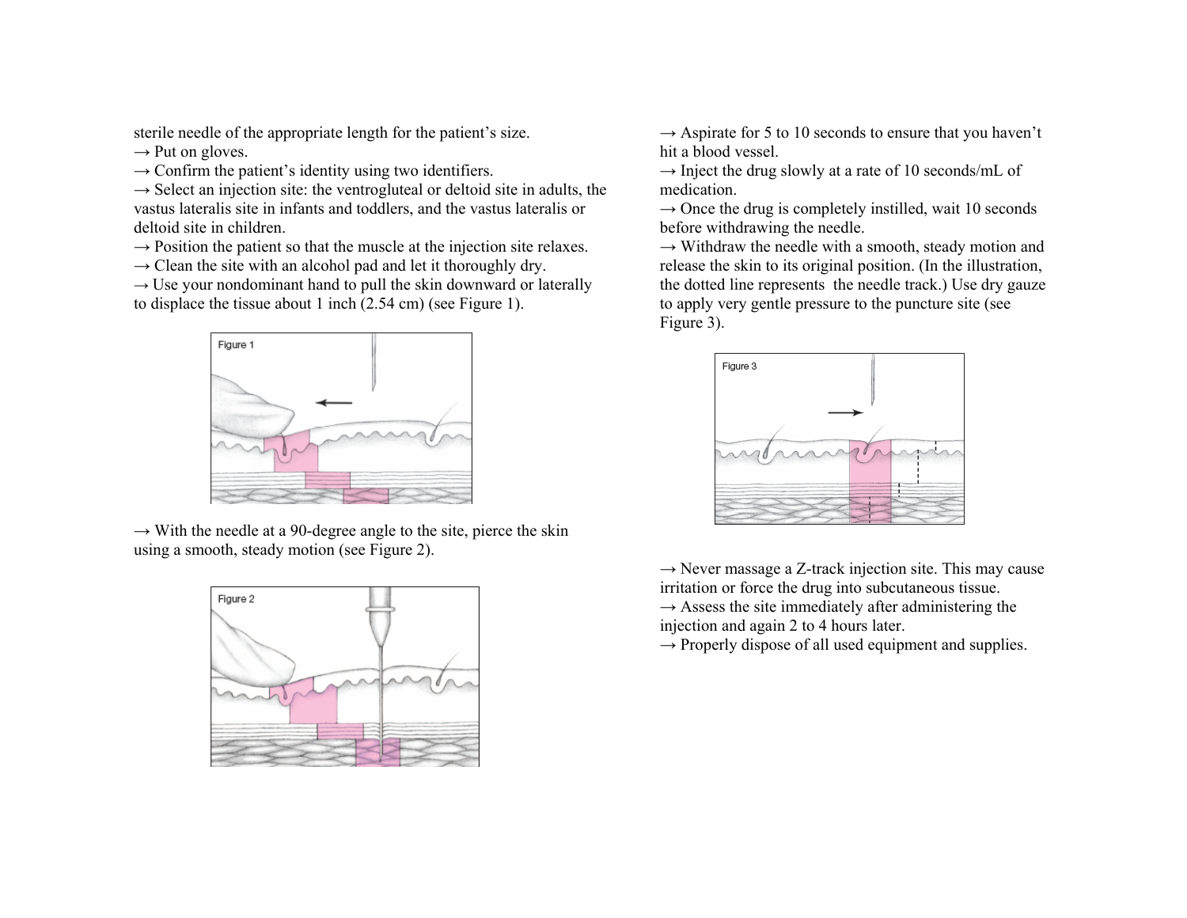sterile needle of the appropriate length for the patient's size.

→ Put on gloves.

→ Confirm the patient's identity using two identifiers.

→ Select an injection site: the ventrogluteal or deltoid site in adults, the vastus lateralis site in infants and toddlers, and the vastus lateralis or deltoid site in children.

→ Position the patient so that the muscle at the injection site relaxes.

→ Clean the site with an alcohol pad and let it thoroughly dry.

→ Use your nondominant hand to pull the skin downward or laterally to displace the tissue about 1 inch (2.54 cm) (see Figure 1).

Figure 1

→ With the needle at a 90-degree angle to the site, pierce the skin using a smooth, steady motion (see Figure 2).

Figure 2

→ Aspirate for 5 to 10 seconds to ensure that you haven't hit a blood vessel.

→ Inject the drug slowly at a rate of 10 seconds/mL of medication.

→ Once the drug is completely instilled, wait 10 seconds before withdrawing the needle.

→ Withdraw the needle with a smooth, steady motion and release the skin to its original position. (In the illustration, the dotted line represents the needle track.) Use dry gauze to apply very gentle pressure to the puncture site (see Figure 3).

Figure 3

→ Never massage a Z-track injection site. This may cause irritation or force the drug into subcutaneous tissue.

→ Assess the site immediately after administering the injection and again 2 to 4 hours later.

→ Properly dispose of all used equipment and supplies.